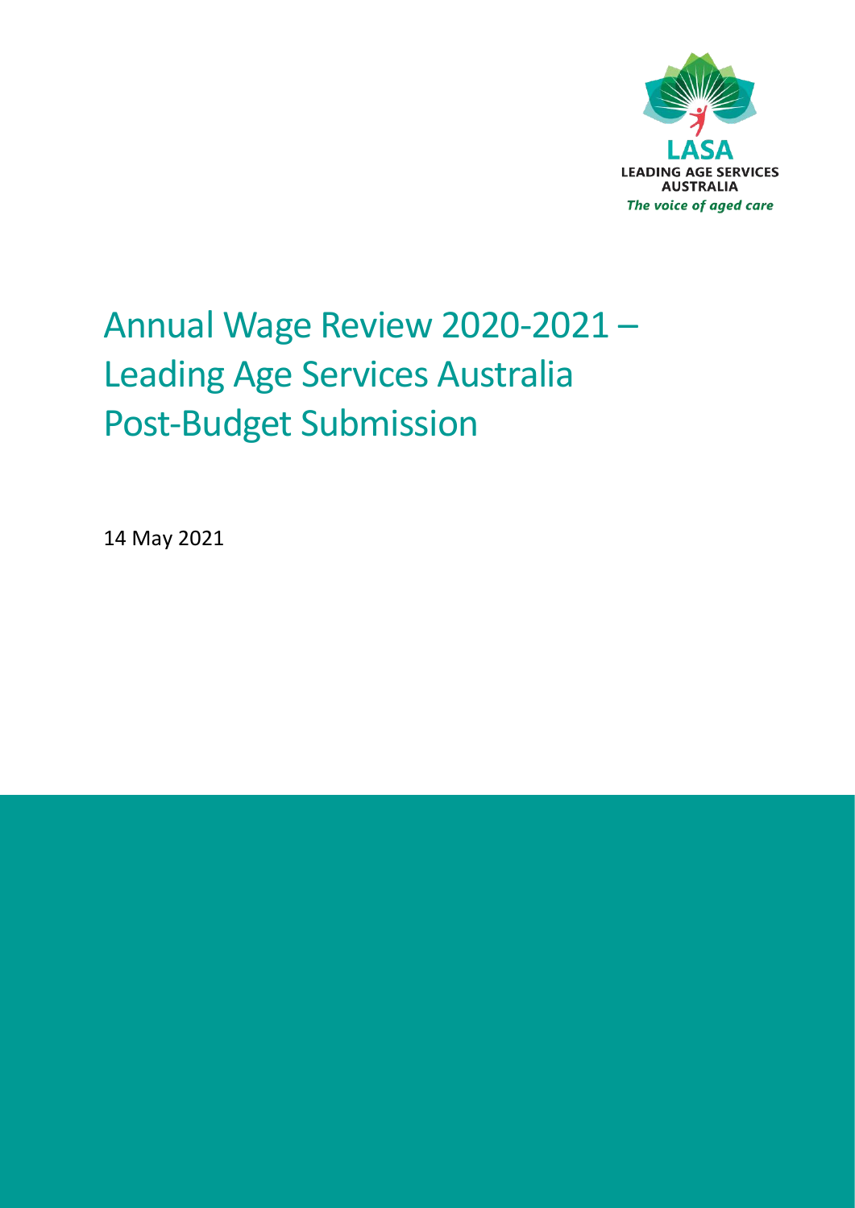LASA

LEADING AGE SERVICES AUSTRALIA

*The voice of aged care*

# Annual Wage Review 2020-2021 – Leading Age Services Australia Post-Budget Submission

14 May 2021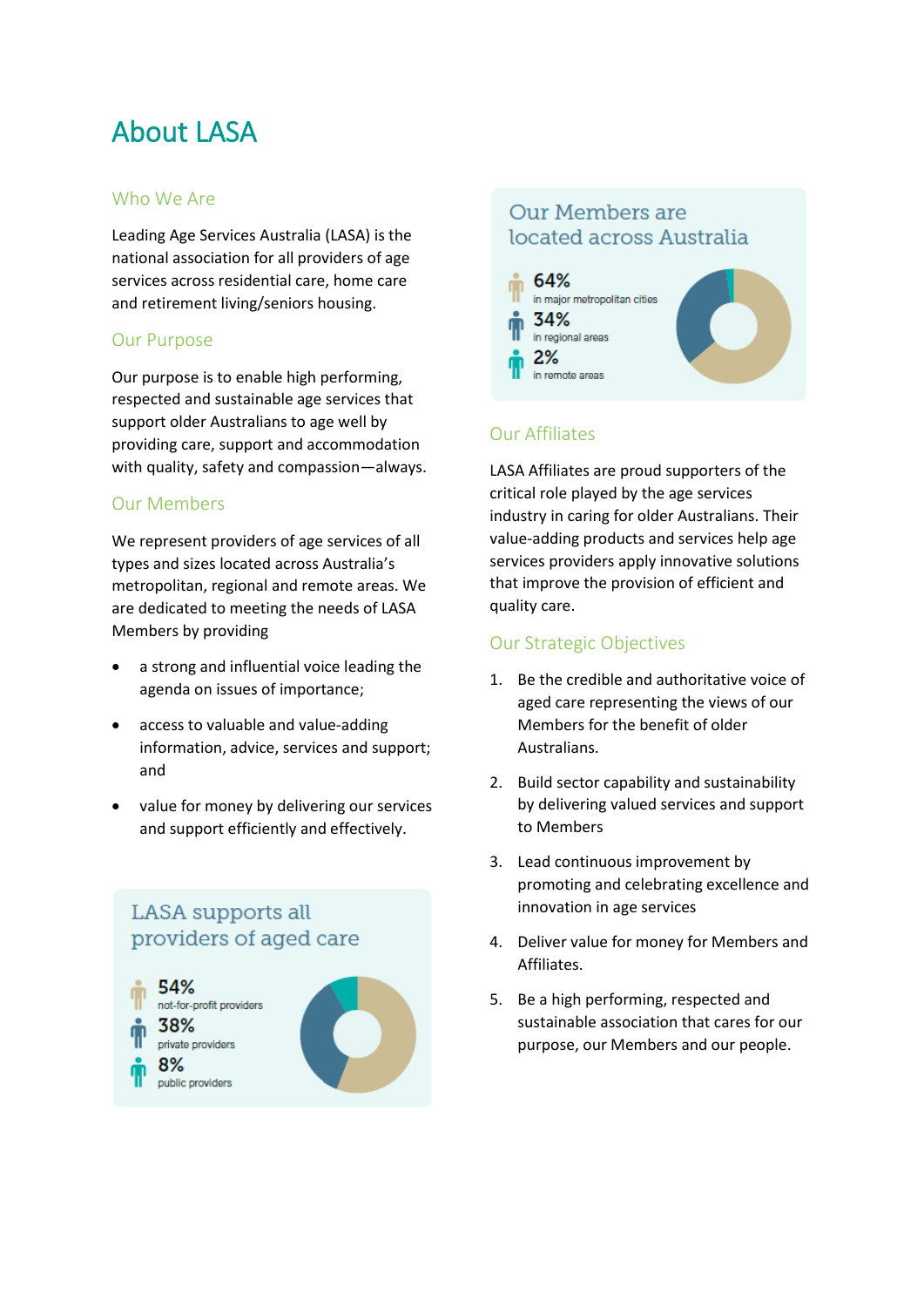# About LASA

## Who We Are

Leading Age Services Australia (LASA) is the national association for all providers of age services across residential care, home care and retirement living/seniors housing.

## Our Purpose

Our purpose is to enable high performing, respected and sustainable age services that support older Australians to age well by providing care, support and accommodation with quality, safety and compassion—always.

## Our Members

We represent providers of age services of all types and sizes located across Australia's metropolitan, regional and remote areas. We are dedicated to meeting the needs of LASA Members by providing

- a strong and influential voice leading the agenda on issues of importance;
- access to valuable and value-adding information, advice, services and support; and
- value for money by delivering our services and support efficiently and effectively.

### LASA supports all providers of aged care

**54%** not-for-profit providers

**38%** private providers

**8%** public providers

### Our Members are located across Australia

**64%** in major metropolitan cities

**34%** in regional areas

**2%** in remote areas

## Our Affiliates

LASA Affiliates are proud supporters of the critical role played by the age services industry in caring for older Australians. Their value-adding products and services help age services providers apply innovative solutions that improve the provision of efficient and quality care.

## Our Strategic Objectives

1. Be the credible and authoritative voice of aged care representing the views of our Members for the benefit of older Australians.
2. Build sector capability and sustainability by delivering valued services and support to Members
3. Lead continuous improvement by promoting and celebrating excellence and innovation in age services
4. Deliver value for money for Members and Affiliates.
5. Be a high performing, respected and sustainable association that cares for our purpose, our Members and our people.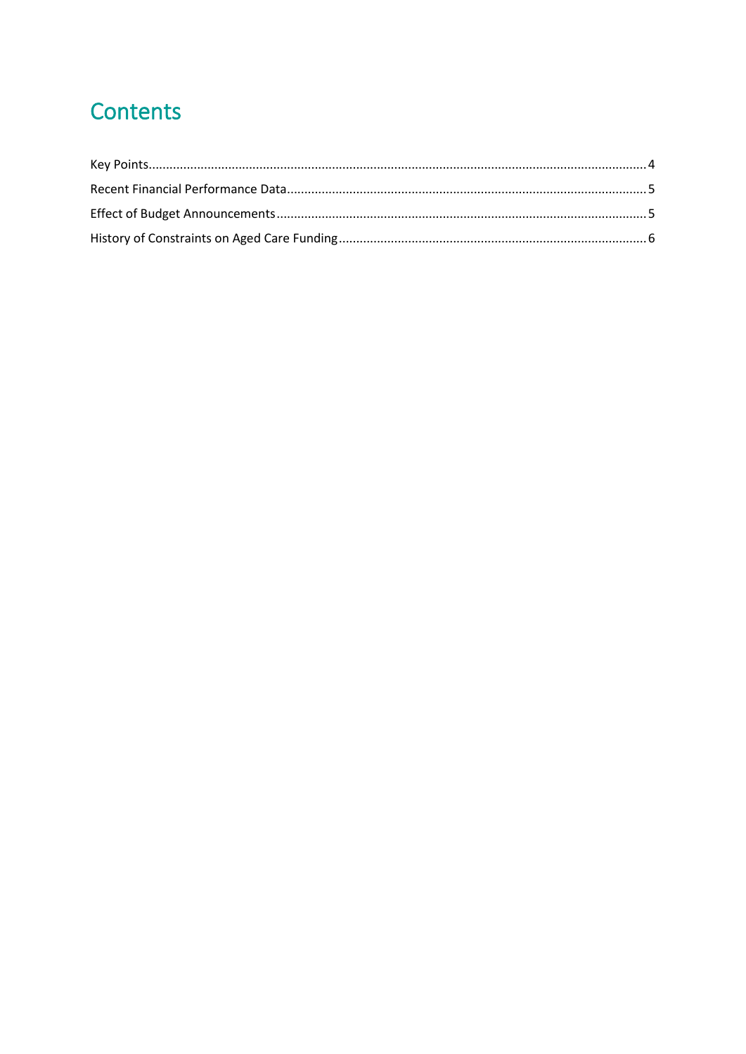# Contents

Key Points .......... 4

Recent Financial Performance Data .......... 5

Effect of Budget Announcements .......... 5

History of Constraints on Aged Care Funding .......... 6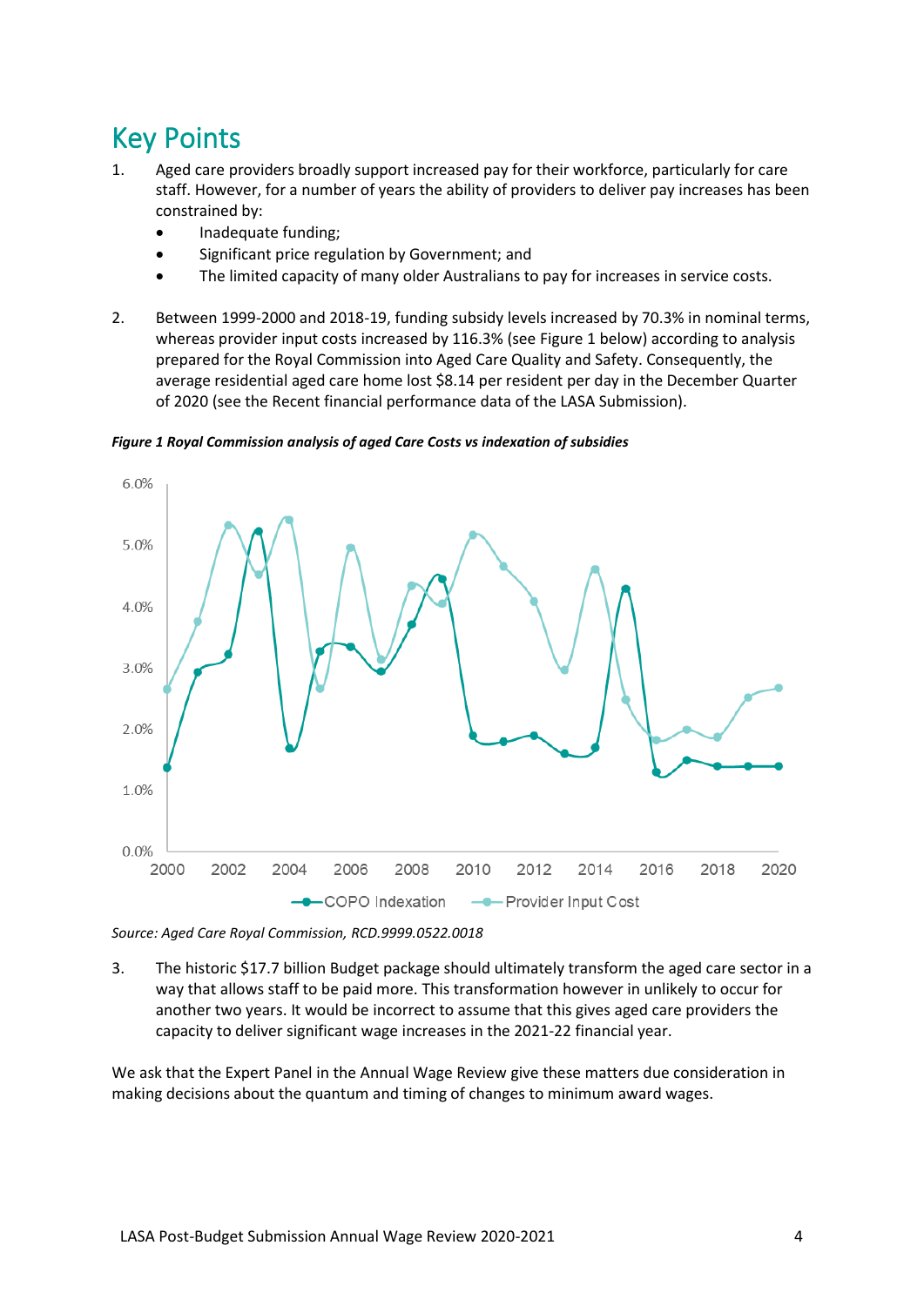# Key Points

1. Aged care providers broadly support increased pay for their workforce, particularly for care staff. However, for a number of years the ability of providers to deliver pay increases has been constrained by:
   - Inadequate funding;
   - Significant price regulation by Government; and
   - The limited capacity of many older Australians to pay for increases in service costs.

2. Between 1999-2000 and 2018-19, funding subsidy levels increased by 70.3% in nominal terms, whereas provider input costs increased by 116.3% (see Figure 1 below) according to analysis prepared for the Royal Commission into Aged Care Quality and Safety. Consequently, the average residential aged care home lost $8.14 per resident per day in the December Quarter of 2020 (see the Recent financial performance data of the LASA Submission).

***Figure 1 Royal Commission analysis of aged Care Costs vs indexation of subsidies***

*Source: Aged Care Royal Commission, RCD.9999.0522.0018*

3. The historic $17.7 billion Budget package should ultimately transform the aged care sector in a way that allows staff to be paid more. This transformation however in unlikely to occur for another two years. It would be incorrect to assume that this gives aged care providers the capacity to deliver significant wage increases in the 2021-22 financial year.

We ask that the Expert Panel in the Annual Wage Review give these matters due consideration in making decisions about the quantum and timing of changes to minimum award wages.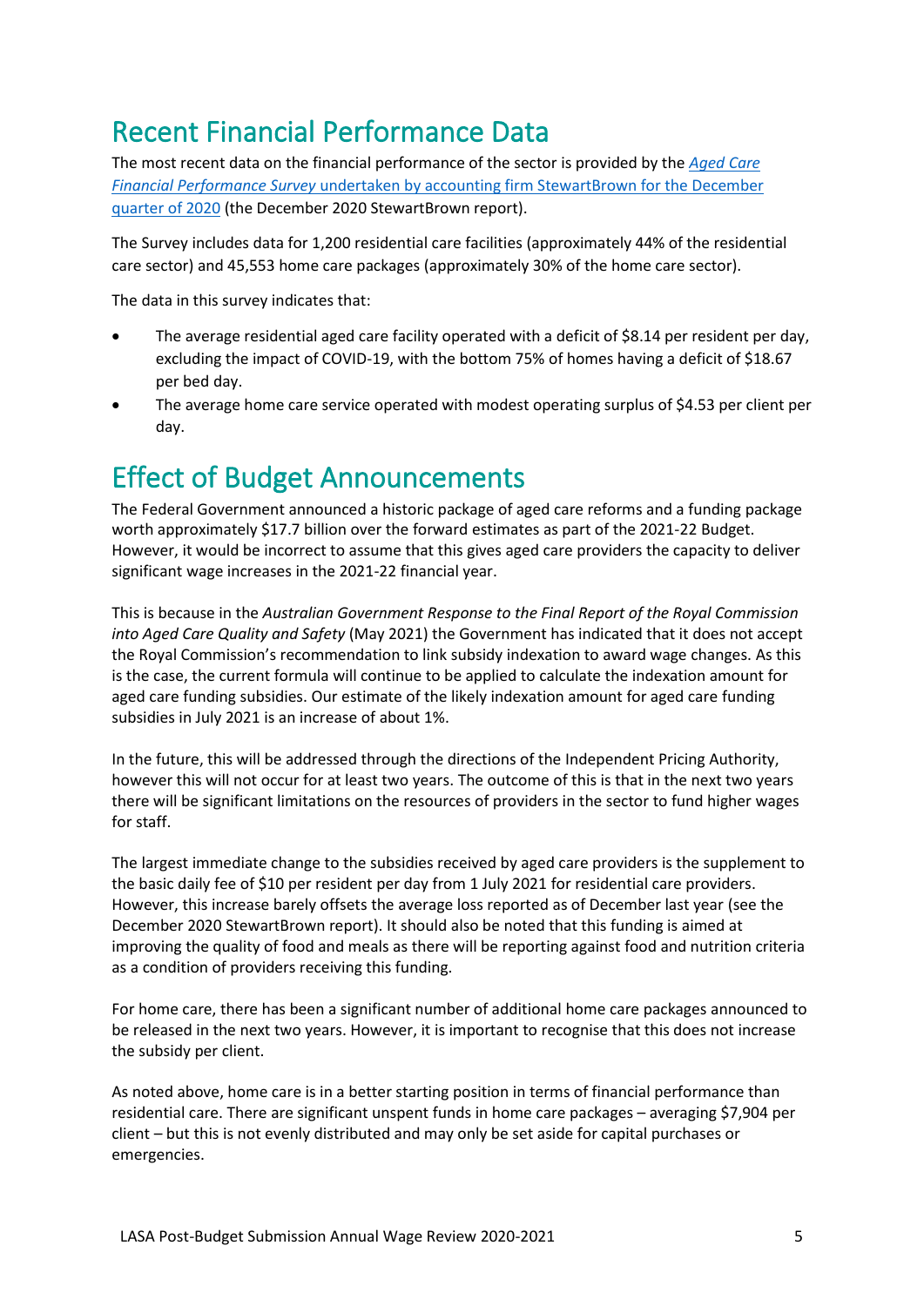## Recent Financial Performance Data

The most recent data on the financial performance of the sector is provided by the *Aged Care Financial Performance Survey* undertaken by accounting firm StewartBrown for the December quarter of 2020 (the December 2020 StewartBrown report).

The Survey includes data for 1,200 residential care facilities (approximately 44% of the residential care sector) and 45,553 home care packages (approximately 30% of the home care sector).

The data in this survey indicates that:

- The average residential aged care facility operated with a deficit of $8.14 per resident per day, excluding the impact of COVID-19, with the bottom 75% of homes having a deficit of $18.67 per bed day.
- The average home care service operated with modest operating surplus of $4.53 per client per day.

## Effect of Budget Announcements

The Federal Government announced a historic package of aged care reforms and a funding package worth approximately $17.7 billion over the forward estimates as part of the 2021-22 Budget. However, it would be incorrect to assume that this gives aged care providers the capacity to deliver significant wage increases in the 2021-22 financial year.

This is because in the *Australian Government Response to the Final Report of the Royal Commission into Aged Care Quality and Safety* (May 2021) the Government has indicated that it does not accept the Royal Commission's recommendation to link subsidy indexation to award wage changes. As this is the case, the current formula will continue to be applied to calculate the indexation amount for aged care funding subsidies. Our estimate of the likely indexation amount for aged care funding subsidies in July 2021 is an increase of about 1%.

In the future, this will be addressed through the directions of the Independent Pricing Authority, however this will not occur for at least two years. The outcome of this is that in the next two years there will be significant limitations on the resources of providers in the sector to fund higher wages for staff.

The largest immediate change to the subsidies received by aged care providers is the supplement to the basic daily fee of $10 per resident per day from 1 July 2021 for residential care providers. However, this increase barely offsets the average loss reported as of December last year (see the December 2020 StewartBrown report). It should also be noted that this funding is aimed at improving the quality of food and meals as there will be reporting against food and nutrition criteria as a condition of providers receiving this funding.

For home care, there has been a significant number of additional home care packages announced to be released in the next two years. However, it is important to recognise that this does not increase the subsidy per client.

As noted above, home care is in a better starting position in terms of financial performance than residential care. There are significant unspent funds in home care packages – averaging $7,904 per client – but this is not evenly distributed and may only be set aside for capital purchases or emergencies.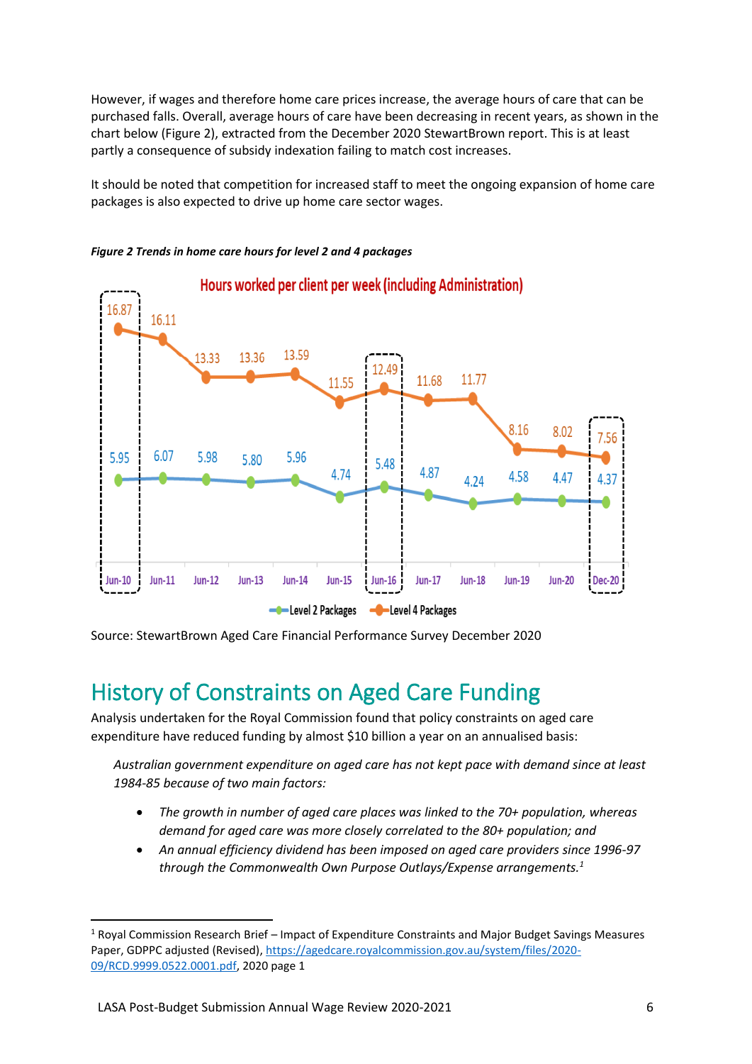However, if wages and therefore home care prices increase, the average hours of care that can be purchased falls. Overall, average hours of care have been decreasing in recent years, as shown in the chart below (Figure 2), extracted from the December 2020 StewartBrown report. This is at least partly a consequence of subsidy indexation failing to match cost increases.

It should be noted that competition for increased staff to meet the ongoing expansion of home care packages is also expected to drive up home care sector wages.

***Figure 2 Trends in home care hours for level 2 and 4 packages***

**Hours worked per client per week (including Administration)**

| | Jun-10 | Jun-11 | Jun-12 | Jun-13 | Jun-14 | Jun-15 | Jun-16 | Jun-17 | Jun-18 | Jun-19 | Jun-20 | Dec-20 |
|---|---|---|---|---|---|---|---|---|---|---|---|---|
| Level 2 Packages | 5.95 | 6.07 | 5.98 | 5.80 | 5.96 | 4.74 | 5.48 | 4.87 | 4.24 | 4.58 | 4.47 | 4.37 |
| Level 4 Packages | 16.87 | 16.11 | 13.33 | 13.36 | 13.59 | 11.55 | 12.49 | 11.68 | 11.77 | 8.16 | 8.02 | 7.56 |

Source: StewartBrown Aged Care Financial Performance Survey December 2020

# History of Constraints on Aged Care Funding

Analysis undertaken for the Royal Commission found that policy constraints on aged care expenditure have reduced funding by almost $10 billion a year on an annualised basis:

> *Australian government expenditure on aged care has not kept pace with demand since at least 1984-85 because of two main factors:*
>
> - *The growth in number of aged care places was linked to the 70+ population, whereas demand for aged care was more closely correlated to the 80+ population; and*
> - *An annual efficiency dividend has been imposed on aged care providers since 1996-97 through the Commonwealth Own Purpose Outlays/Expense arrangements.*[1]

[1] Royal Commission Research Brief – Impact of Expenditure Constraints and Major Budget Savings Measures Paper, GDPPC adjusted (Revised), https://agedcare.royalcommission.gov.au/system/files/2020-09/RCD.9999.0522.0001.pdf, 2020 page 1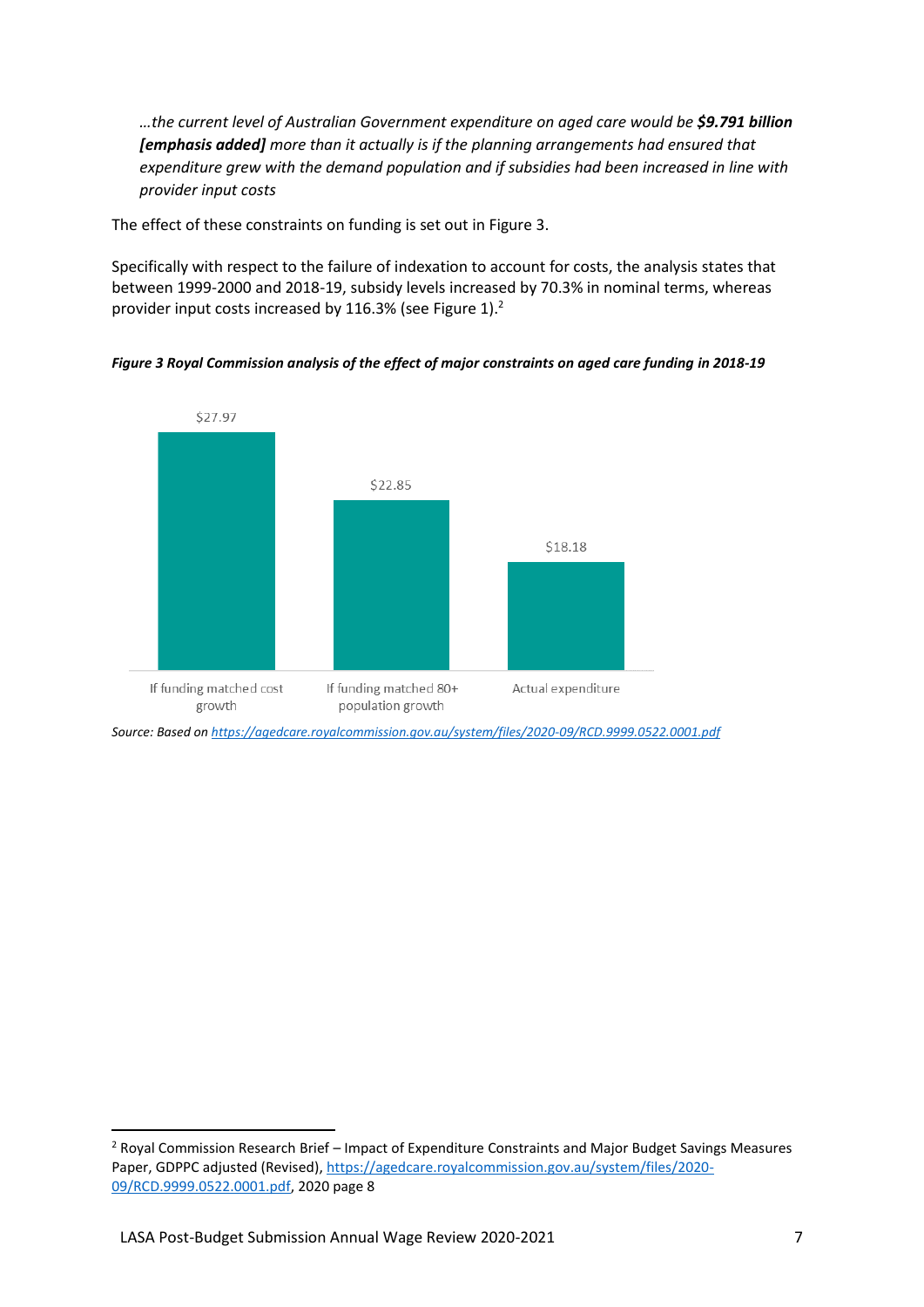*...the current level of Australian Government expenditure on aged care would be **$9.791 billion [emphasis added]** more than it actually is if the planning arrangements had ensured that expenditure grew with the demand population and if subsidies had been increased in line with provider input costs*

The effect of these constraints on funding is set out in Figure 3.

Specifically with respect to the failure of indexation to account for costs, the analysis states that between 1999-2000 and 2018-19, subsidy levels increased by 70.3% in nominal terms, whereas provider input costs increased by 116.3% (see Figure 1).[2]

***Figure 3 Royal Commission analysis of the effect of major constraints on aged care funding in 2018-19***

| If funding matched cost growth | If funding matched 80+ population growth | Actual expenditure |
| --- | --- | --- |
| $27.97 | $22.85 | $18.18 |

*Source: Based on https://agedcare.royalcommission.gov.au/system/files/2020-09/RCD.9999.0522.0001.pdf*

---

[2] Royal Commission Research Brief – Impact of Expenditure Constraints and Major Budget Savings Measures Paper, GDPPC adjusted (Revised), https://agedcare.royalcommission.gov.au/system/files/2020-09/RCD.9999.0522.0001.pdf, 2020 page 8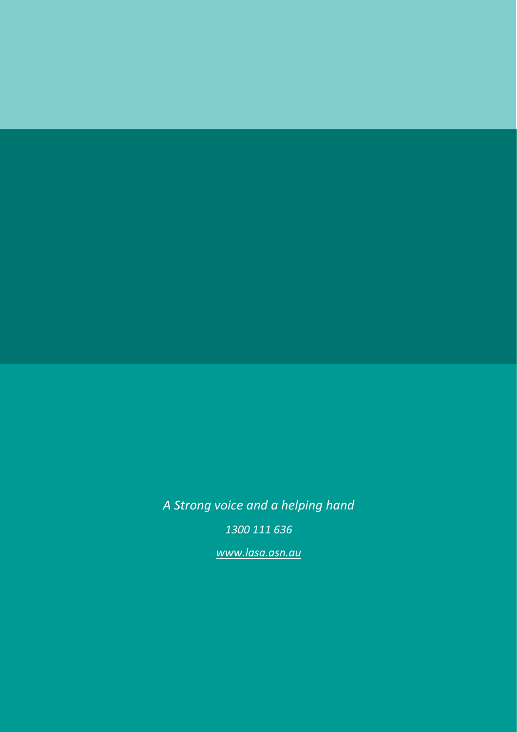*A Strong voice and a helping hand*

*1300 111 636*

*[www.lasa.asn.au](http://www.lasa.asn.au)*